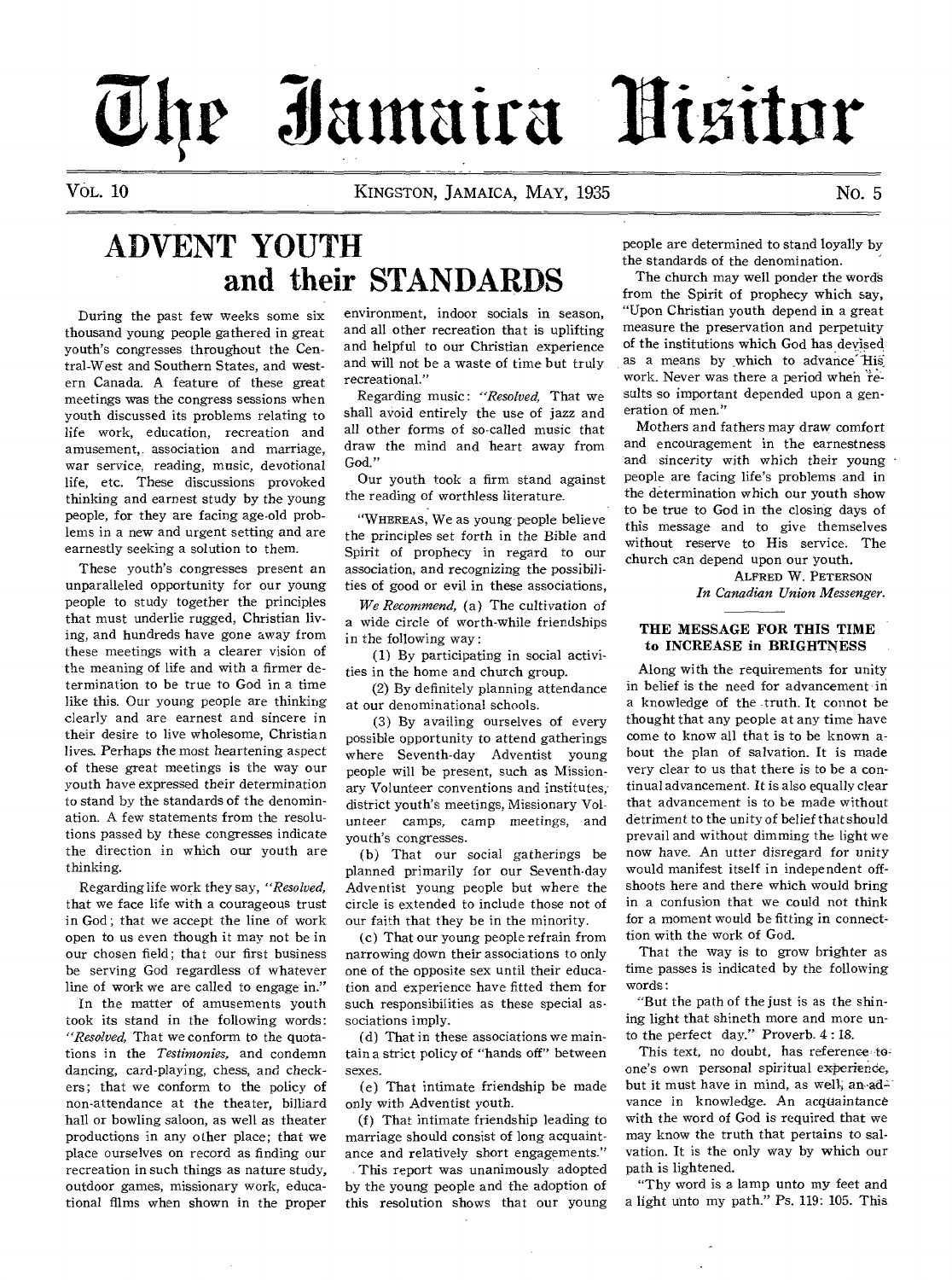# The Jamaica Visitor

VOL. 10 — KINGSTON, JAMAICA, MAY, 1935 — No. 5

## ADVENT YOUTH and their STANDARDS

During the past few weeks some six thousand young people gathered in great youth's congresses throughout the Central-West and Southern States, and western Canada. A feature of these great meetings was the congress sessions when youth discussed its problems relating to life work, education, recreation and amusement, association and marriage, war service, reading, music, devotional life, etc. These discussions provoked thinking and earnest study by the young people, for they are facing age-old problems in a new and urgent setting and are earnestly seeking a solution to them.

These youth's congresses present an unparalleled opportunity for our young people to study together the principles that must underlie rugged, Christian living, and hundreds have gone away from these meetings with a clearer vision of the meaning of life and with a firmer determination to be true to God in a time like this. Our young people are thinking clearly and are earnest and sincere in their desire to live wholesome, Christian lives. Perhaps the most heartening aspect of these great meetings is the way our youth have expressed their determination to stand by the standards of the denomination. A few statements from the resolutions passed by these congresses indicate the direction in which our youth are thinking.

Regarding life work they say, "*Resolved,* that we face life with a courageous trust in God; that we accept the line of work open to us even though it may not be in our chosen field; that our first business be serving God regardless of whatever line of work we are called to engage in."

In the matter of amusements youth took its stand in the following words: "*Resolved,* That we conform to the quotations in the *Testimonies,* and condemn dancing, card-playing, chess, and checkers; that we conform to the policy of non-attendance at the theater, billiard hall or bowling saloon, as well as theater productions in any other place; that we place ourselves on record as finding our recreation in such things as nature study, outdoor games, missionary work, educational films when shown in the proper environment, indoor socials in season, and all other recreation that is uplifting and helpful to our Christian experience and will not be a waste of time but truly recreational."

Regarding music: "*Resolved,* That we shall avoid entirely the use of jazz and all other forms of so-called music that draw the mind and heart away from God."

Our youth took a firm stand against the reading of worthless literature.

"WHEREAS, We as young people believe the principles set forth in the Bible and Spirit of prophecy in regard to our association, and recognizing the possibilities of good or evil in these associations,

*We Recommend,* (a) The cultivation of a wide circle of worth-while friendships in the following way:

(1) By participating in social activities in the home and church group.

(2) By definitely planning attendance at our denominational schools.

(3) By availing ourselves of every possible opportunity to attend gatherings where Seventh-day Adventist young people will be present, such as Missionary Volunteer conventions and institutes, district youth's meetings, Missionary Volunteer camps, camp meetings, and youth's congresses.

(b) That our social gatherings be planned primarily for our Seventh-day Adventist young people but where the circle is extended to include those not of our faith that they be in the minority.

(c) That our young people refrain from narrowing down their associations to only one of the opposite sex until their education and experience have fitted them for such responsibilities as these special associations imply.

(d) That in these associations we maintain a strict policy of "hands off" between sexes.

(e) That intimate friendship be made only with Adventist youth.

(f) That intimate friendship leading to marriage should consist of long acquaintance and relatively short engagements."

This report was unanimously adopted by the young people and the adoption of this resolution shows that our young people are determined to stand loyally by the standards of the denomination.

The church may well ponder the words from the Spirit of prophecy which say, "Upon Christian youth depend in a great measure the preservation and perpetuity of the institutions which God has devised as a means by which to advance His work. Never was there a period when results so important depended upon a generation of men."

Mothers and fathers may draw comfort and encouragement in the earnestness and sincerity with which their young people are facing life's problems and in the determination which our youth show to be true to God in the closing days of this message and to give themselves without reserve to His service. The church can depend upon our youth.

ALFRED W. PETERSON
*In Canadian Union Messenger.*

### THE MESSAGE FOR THIS TIME to INCREASE in BRIGHTNESS

Along with the requirements for unity in belief is the need for advancement in a knowledge of the truth. It connot be thought that any people at any time have come to know all that is to be known about the plan of salvation. It is made very clear to us that there is to be a continual advancement. It is also equally clear that advancement is to be made without detriment to the unity of belief that should prevail and without dimming the light we now have. An utter disregard for unity would manifest itself in independent offshoots here and there which would bring in a confusion that we could not think for a moment would be fitting in connection with the work of God.

That the way is to grow brighter as time passes is indicated by the following words:

"But the path of the just is as the shining light that shineth more and more unto the perfect day." Proverb. 4 : 18.

This text, no doubt, has reference to one's own personal spiritual experience, but it must have in mind, as well, an advance in knowledge. An acquaintance with the word of God is required that we may know the truth that pertains to salvation. It is the only way by which our path is lightened.

"Thy word is a lamp unto my feet and a light unto my path." Ps. 119: 105. This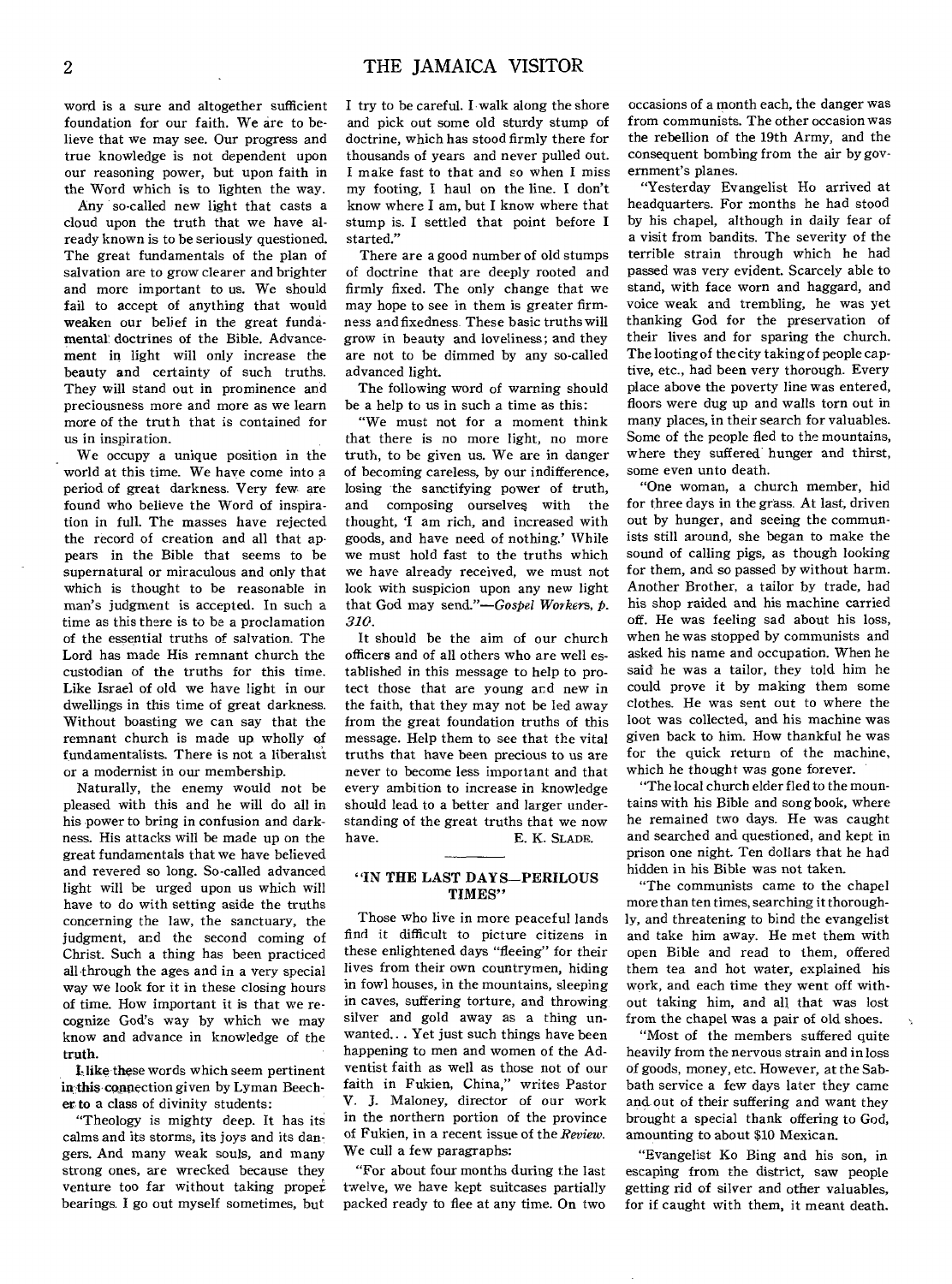word is a sure and altogether sufficient foundation for our faith. We are to believe that we may see. Our progress and true knowledge is not dependent upon our reasoning power, but upon faith in the Word which is to lighten the way.

Any so-called new light that casts a cloud upon the truth that we have already known is to be seriously questioned. The great fundamentals of the plan of salvation are to grow clearer and brighter and more important to us. We should fail to accept of anything that would weaken our belief in the great fundamental doctrines of the Bible. Advancement in light will only increase the beauty and certainty of such truths. They will stand out in prominence and preciousness more and more as we learn more of the truth that is contained for us in inspiration.

We occupy a unique position in the world at this time. We have come into a period of great darkness. Very few are found who believe the Word of inspiration in full. The masses have rejected the record of creation and all that appears in the Bible that seems to be supernatural or miraculous and only that which is thought to be reasonable in man's judgment is accepted. In such a time as this there is to be a proclamation of the essential truths of salvation. The Lord has made His remnant church the custodian of the truths for this time. Like Israel of old we have light in our dwellings in this time of great darkness. Without boasting we can say that the remnant church is made up wholly of fundamentalists. There is not a liberalist or a modernist in our membership.

Naturally, the enemy would not be pleased with this and he will do all in his power to bring in confusion and darkness. His attacks will be made up on the great fundamentals that we have believed and revered so long. So-called advanced light will be urged upon us which will have to do with setting aside the truths concerning the law, the sanctuary, the judgment, and the second coming of Christ. Such a thing has been practiced all through the ages and in a very special way we look for it in these closing hours of time. How important it is that we recognize God's way by which we may know and advance in knowledge of the truth.

I like these words which seem pertinent in this connection given by Lyman Beecher to a class of divinity students:

"Theology is mighty deep. It has its calms and its storms, its joys and its dangers. And many weak souls, and many strong ones, are wrecked because they venture too far without taking proper bearings. I go out myself sometimes, but I try to be careful. I walk along the shore and pick out some old sturdy stump of doctrine, which has stood firmly there for thousands of years and never pulled out. I make fast to that and so when I miss my footing, I haul on the line. I don't know where I am, but I know where that stump is. I settled that point before I started."

There are a good number of old stumps of doctrine that are deeply rooted and firmly fixed. The only change that we may hope to see in them is greater firmness and fixedness. These basic truths will grow in beauty and loveliness; and they are not to be dimmed by any so-called advanced light.

The following word of warning should be a help to us in such a time as this:

"We must not for a moment think that there is no more light, no more truth, to be given us. We are in danger of becoming careless, by our indifference, losing the sanctifying power of truth, and composing ourselves with the thought, 'I am rich, and increased with goods, and have need of nothing.' While we must hold fast to the truths which we have already received, we must not look with suspicion upon any new light that God may send."—*Gospel Workers, p. 310.*

It should be the aim of our church officers and of all others who are well established in this message to help to protect those that are young and new in the faith, that they may not be led away from the great foundation truths of this message. Help them to see that the vital truths that have been precious to us are never to become less important and that every ambition to increase in knowledge should lead to a better and larger understanding of the great truths that we now have.

E. K. SLADE.

## "IN THE LAST DAYS—PERILOUS TIMES"

Those who live in more peaceful lands find it difficult to picture citizens in these enlightened days "fleeing" for their lives from their own countrymen, hiding in fowl houses, in the mountains, sleeping in caves, suffering torture, and throwing silver and gold away as a thing unwanted... Yet just such things have been happening to men and women of the Adventist faith as well as those not of our faith in Fukien, China," writes Pastor V. J. Maloney, director of our work in the northern portion of the province of Fukien, in a recent issue of the *Review*. We cull a few paragraphs:

"For about four months during the last twelve, we have kept suitcases partially packed ready to flee at any time. On two occasions of a month each, the danger was from communists. The other occasion was the rebellion of the 19th Army, and the consequent bombing from the air by government's planes.

"Yesterday Evangelist Ho arrived at headquarters. For months he had stood by his chapel, although in daily fear of a visit from bandits. The severity of the terrible strain through which he had passed was very evident. Scarcely able to stand, with face worn and haggard, and voice weak and trembling, he was yet thanking God for the preservation of their lives and for sparing the church. The looting of the city taking of people captive, etc., had been very thorough. Every place above the poverty line was entered, floors were dug up and walls torn out in many places, in their search for valuables. Some of the people fled to the mountains, where they suffered hunger and thirst, some even unto death.

"One woman, a church member, hid for three days in the grass. At last, driven out by hunger, and seeing the communists still around, she began to make the sound of calling pigs, as though looking for them, and so passed by without harm. Another Brother, a tailor by trade, had his shop raided and his machine carried off. He was feeling sad about his loss, when he was stopped by communists and asked his name and occupation. When he said he was a tailor, they told him he could prove it by making them some clothes. He was sent out to where the loot was collected, and his machine was given back to him. How thankful he was for the quick return of the machine, which he thought was gone forever.

"The local church elder fled to the mountains with his Bible and song book, where he remained two days. He was caught and searched and questioned, and kept in prison one night. Ten dollars that he had hidden in his Bible was not taken.

"The communists came to the chapel more than ten times, searching it thoroughly, and threatening to bind the evangelist and take him away. He met them with open Bible and read to them, offered them tea and hot water, explained his work, and each time they went off without taking him, and all that was lost from the chapel was a pair of old shoes.

"Most of the members suffered quite heavily from the nervous strain and in loss of goods, money, etc. However, at the Sabbath service a few days later they came and out of their suffering and want they brought a special thank offering to God, amounting to about $10 Mexican.

"Evangelist Ko Bing and his son, in escaping from the district, saw people getting rid of silver and other valuables, for if caught with them, it meant death.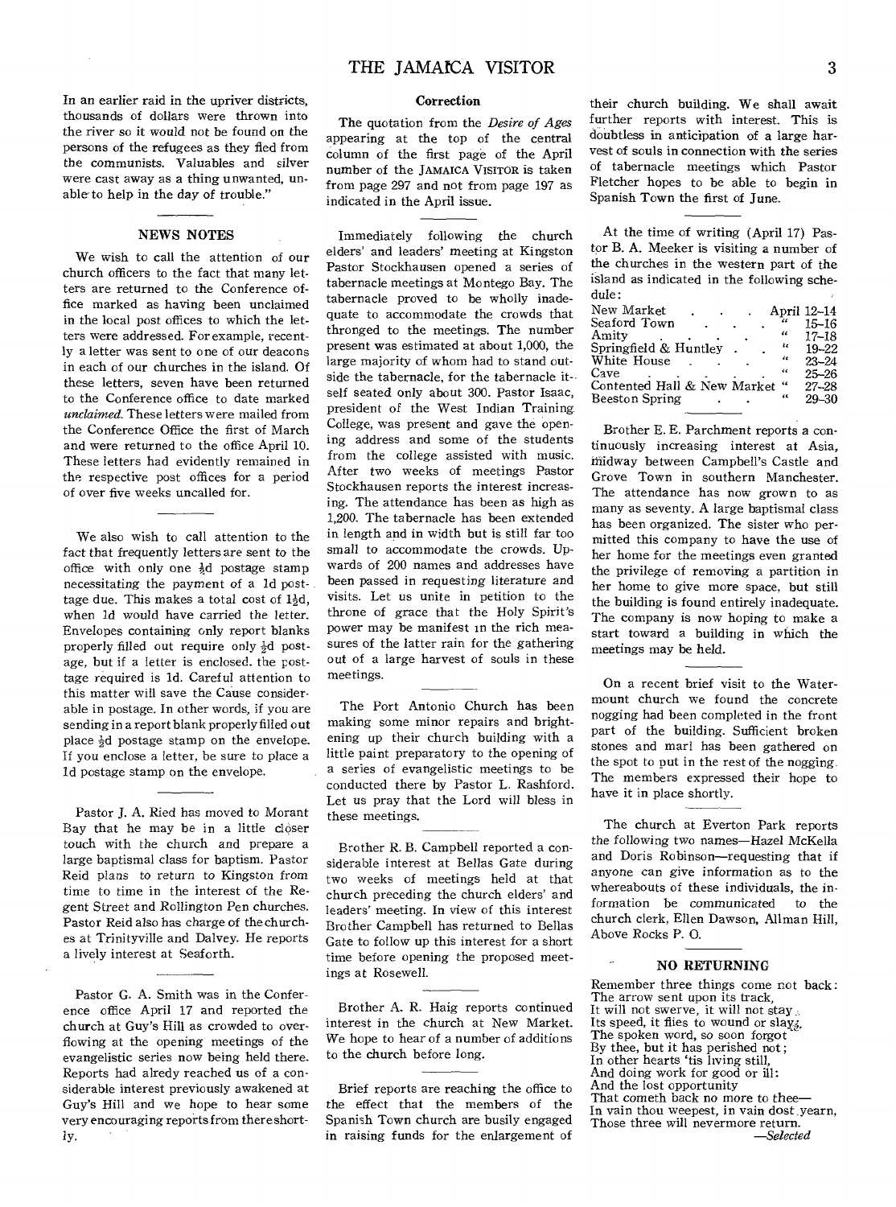In an earlier raid in the upriver districts, thousands of dollars were thrown into the river so it would not be found on the persons of the refugees as they fled from the communists. Valuables and silver were cast away as a thing unwanted, unable to help in the day of trouble."

## NEWS NOTES

We wish to call the attention of our church officers to the fact that many letters are returned to the Conference office marked as having been unclaimed in the local post offices to which the letters were addressed. For example, recently a letter was sent to one of our deacons in each of our churches in the island. Of these letters, seven have been returned to the Conference office to date marked *unclaimed*. These letters were mailed from the Conference Office the first of March and were returned to the office April 10. These letters had evidently remained in the respective post offices for a period of over five weeks uncalled for.

We also wish to call attention to the fact that frequently letters are sent to the office with only one ½d postage stamp necessitating the payment of a 1d posttage due. This makes a total cost of 1½d, when 1d would have carried the letter. Envelopes containing only report blanks properly filled out require only ½d postage, but if a letter is enclosed, the postage required is 1d. Careful attention to this matter will save the Cause considerable in postage. In other words, if you are sending in a report blank properly filled out place ½d postage stamp on the envelope. If you enclose a letter, be sure to place a 1d postage stamp on the envelope.

Pastor J. A. Ried has moved to Morant Bay that he may be in a little closer touch with the church and prepare a large baptismal class for baptism. Pastor Reid plans to return to Kingston from time to time in the interest of the Regent Street and Rollington Pen churches. Pastor Reid also has charge of the churches at Trinityville and Dalvey. He reports a lively interest at Seaforth.

Pastor G. A. Smith was in the Conference office April 17 and reported the church at Guy's Hill as crowded to overflowing at the opening meetings of the evangelistic series now being held there. Reports had alredy reached us of a considerable interest previously awakened at Guy's Hill and we hope to hear some very encouraging reports from there shortly.

### Correction

The quotation from the *Desire of Ages* appearing at the top of the central column of the first page of the April number of the JAMAICA VISITOR is taken from page 297 and not from page 197 as indicated in the April issue.

Immediately following the church elders' and leaders' meeting at Kingston Pastor Stockhausen opened a series of tabernacle meetings at Montego Bay. The tabernacle proved to be wholly inadequate to accommodate the crowds that thronged to the meetings. The number present was estimated at about 1,000, the large majority of whom had to stand outside the tabernacle, for the tabernacle itself seated only about 300. Pastor Isaac, president of the West Indian Training College, was present and gave the opening address and some of the students from the college assisted with music. After two weeks of meetings Pastor Stockhausen reports the interest increasing. The attendance has been as high as 1,200. The tabernacle has been extended in length and in width but is still far too small to accommodate the crowds. Upwards of 200 names and addresses have been passed in requesting literature and visits. Let us unite in petition to the throne of grace that the Holy Spirit's power may be manifest in the rich measures of the latter rain for the gathering out of a large harvest of souls in these meetings.

The Port Antonio Church has been making some minor repairs and brightening up their church building with a little paint preparatory to the opening of a series of evangelistic meetings to be conducted there by Pastor L. Rashford. Let us pray that the Lord will bless in these meetings.

Brother R. B. Campbell reported a considerable interest at Bellas Gate during two weeks of meetings held at that church preceding the church elders' and leaders' meeting. In view of this interest Brother Campbell has returned to Bellas Gate to follow up this interest for a short time before opening the proposed meetings at Rosewell.

Brother A. R. Haig reports continued interest in the church at New Market. We hope to hear of a number of additions to the church before long.

Brief reports are reaching the office to the effect that the members of the Spanish Town church are busily engaged in raising funds for the enlargement of their church building. We shall await further reports with interest. This is doubtless in anticipation of a large harvest of souls in connection with the series of tabernacle meetings which Pastor Fletcher hopes to be able to begin in Spanish Town the first of June.

At the time of writing (April 17) Pastor B. A. Meeker is visiting a number of the churches in the western part of the island as indicated in the following schedule:

| | |
|---|---|
| New Market | April 12–14 |
| Seaford Town | " 15–16 |
| Amity | " 17–18 |
| Springfield & Huntley | " 19–22 |
| White House | " 23–24 |
| Cave | " 25–26 |
| Contented Hall & New Market | " 27–28 |
| Beeston Spring | " 29–30 |

Brother E. E. Parchment reports a continuously increasing interest at Asia, midway between Campbell's Castle and Grove Town in southern Manchester. The attendance has now grown to as many as seventy. A large baptismal class has been organized. The sister who permitted this company to have the use of her home for the meetings even granted the privilege of removing a partition in her home to give more space, but still the building is found entirely inadequate. The company is now hoping to make a start toward a building in which the meetings may be held.

On a recent brief visit to the Watermount church we found the concrete nogging had been completed in the front part of the building. Sufficient broken stones and marl has been gathered on the spot to put in the rest of the nogging. The members expressed their hope to have it in place shortly.

The church at Everton Park reports the following two names—Hazel McKella and Doris Robinson—requesting that if anyone can give information as to the whereabouts of these individuals, the information be communicated to the church clerk, Ellen Dawson, Allman Hill, Above Rocks P. O.

## NO RETURNING

Remember three things come not back:
The arrow sent upon its track,
It will not swerve, it will not stay,
Its speed, it flies to wound or slay.
The spoken word, so soon forgot
By thee, but it has perished not;
In other hearts 'tis living still,
And doing work for good or ill:
And the lost opportunity
That cometh back no more to thee—
In vain thou weepest, in vain dost yearn,
Those three will nevermore return.

—*Selected*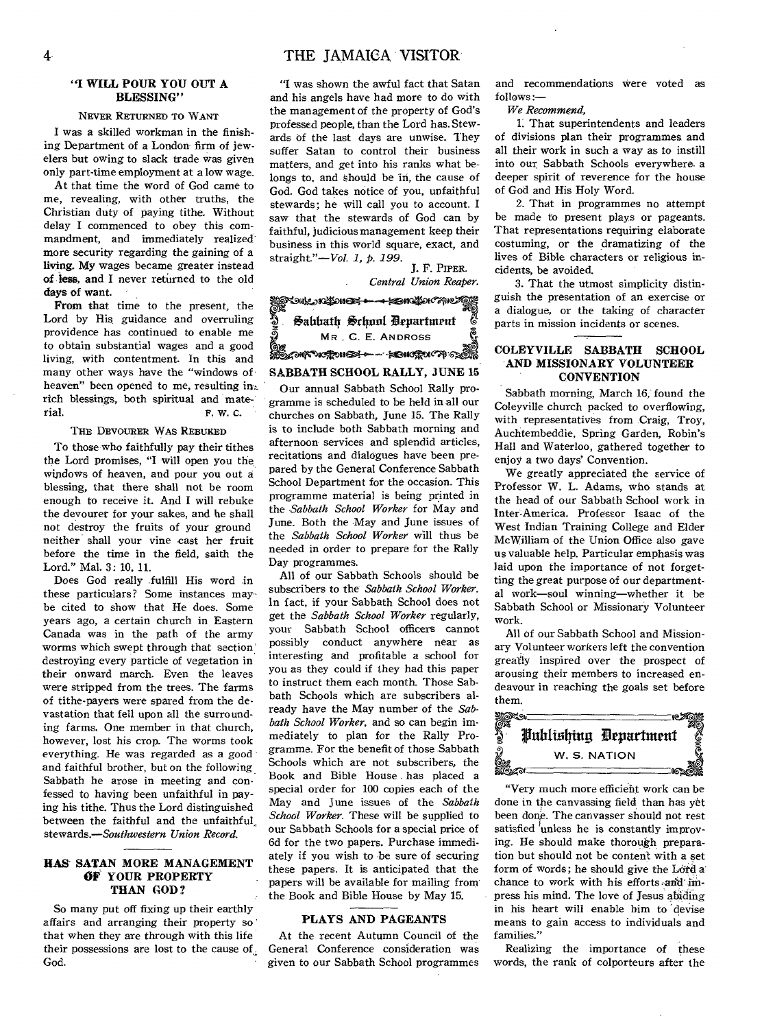## "I WILL POUR YOU OUT A BLESSING"

### NEVER RETURNED TO WANT

I was a skilled workman in the finishing Department of a London firm of jewelers but owing to slack trade was given only part-time employment at a low wage.

At that time the word of God came to me, revealing, with other truths, the Christian duty of paying tithe. Without delay I commenced to obey this commandment, and immediately realized more security regarding the gaining of a living. My wages became greater instead of less, and I never returned to the old days of want.

From that time to the present, the Lord by His guidance and overruling providence has continued to enable me to obtain substantial wages and a good living, with contentment. In this and many other ways have the "windows of heaven" been opened to me, resulting in rich blessings, both spiritual and material.

F. W. C.

### THE DEVOURER WAS REBUKED

To those who faithfully pay their tithes the Lord promises, "I will open you the windows of heaven, and pour you out a blessing, that there shall not be room enough to receive it. And I will rebuke the devourer for your sakes, and he shall not destroy the fruits of your ground neither shall your vine cast her fruit before the time in the field, saith the Lord." Mal. 3: 10, 11.

Does God really fulfill His word in these particulars? Some instances may be cited to show that He does. Some years ago, a certain church in Eastern Canada was in the path of the army worms which swept through that section destroying every particle of vegetation in their onward march. Even the leaves were stripped from the trees. The farms of tithe-payers were spared from the devastation that fell upon all the surrounding farms. One member in that church, however, lost his crop. The worms took everything. He was regarded as a good and faithful brother, but on the following Sabbath he arose in meeting and confessed to having been unfaithful in paying his tithe. Thus the Lord distinguished between the faithful and the unfaithful stewards.—*Southwestern Union Record.*

## HAS SATAN MORE MANAGEMENT OF YOUR PROPERTY THAN GOD?

So many put off fixing up their earthly affairs and arranging their property so that when they are through with this life their possessions are lost to the cause of God.

"I was shown the awful fact that Satan and his angels have had more to do with the management of the property of God's professed people, than the Lord has. Stewards of the last days are unwise. They suffer Satan to control their business matters, and get into his ranks what belongs to, and should be in, the cause of God. God takes notice of you, unfaithful stewards; he will call you to account. I saw that the stewards of God can by faithful, judicious management keep their business in this world square, exact, and straight."—*Vol. 1, p. 199.*

J. F. PIPER.
*Central Union Reaper.*

## Sabbath School Department
MR. C. E. ANDROSS

### SABBATH SCHOOL RALLY, JUNE 15

Our annual Sabbath School Rally programme is scheduled to be held in all our churches on Sabbath, June 15. The Rally is to include both Sabbath morning and afternoon services and splendid articles, recitations and dialogues have been prepared by the General Conference Sabbath School Department for the occasion. This programme material is being printed in the *Sabbath School Worker* for May and June. Both the May and June issues of the *Sabbath School Worker* will thus be needed in order to prepare for the Rally Day programmes.

All of our Sabbath Schools should be subscribers to the *Sabbath School Worker*. In fact, if your Sabbath School does not get the *Sabbath School Worker* regularly, your Sabbath School officers cannot possibly conduct anywhere near as interesting and profitable a school for you as they could if they had this paper to instruct them each month. Those Sabbath Schools which are subscribers already have the May number of the *Sabbath School Worker*, and so can begin immediately to plan for the Rally Programme. For the benefit of those Sabbath Schools which are not subscribers, the Book and Bible House has placed a special order for 100 copies each of the May and June issues of the *Sabbath School Worker*. These will be supplied to our Sabbath Schools for a special price of 6d for the two papers. Purchase immediately if you wish to be sure of securing these papers. It is anticipated that the papers will be available for mailing from the Book and Bible House by May 15.

### PLAYS AND PAGEANTS

At the recent Autumn Council of the General Conference consideration was given to our Sabbath School programmes and recommendations were voted as follows:—

*We Recommend,*

1. That superintendents and leaders of divisions plan their programmes and all their work in such a way as to instill into our Sabbath Schools everywhere a deeper spirit of reverence for the house of God and His Holy Word.

2. That in programmes no attempt be made to present plays or pageants. That representations requiring elaborate costuming, or the dramatizing of the lives of Bible characters or religious incidents, be avoided.

3. That the utmost simplicity distinguish the presentation of an exercise or a dialogue, or the taking of character parts in mission incidents or scenes.

### COLEYVILLE SABBATH SCHOOL AND MISSIONARY VOLUNTEER CONVENTION

Sabbath morning, March 16, found the Coleyville church packed to overflowing, with representatives from Craig, Troy, Auchtembeddie, Spring Garden, Robin's Hall and Waterloo, gathered together to enjoy a two days' Convention.

We greatly appreciated the service of Professor W. L. Adams, who stands at the head of our Sabbath School work in Inter-America. Professor Isaac of the West Indian Training College and Elder McWilliam of the Union Office also gave us valuable help. Particular emphasis was laid upon the importance of not forgetting the great purpose of our departmental work—soul winning—whether it be Sabbath School or Missionary Volunteer work.

All of our Sabbath School and Missionary Volunteer workers left the convention greatly inspired over the prospect of arousing their members to increased endeavour in reaching the goals set before them.

## Publishing Department
W. S. NATION

"Very much more efficient work can be done in the canvassing field than has yet been done. The canvasser should not rest satisfied unless he is constantly improving. He should make thorough preparation but should not be content with a set form of words; he should give the Lord a chance to work with his efforts and impress his mind. The love of Jesus abiding in his heart will enable him to devise means to gain access to individuals and families."

Realizing the importance of these words, the rank of colporteurs after the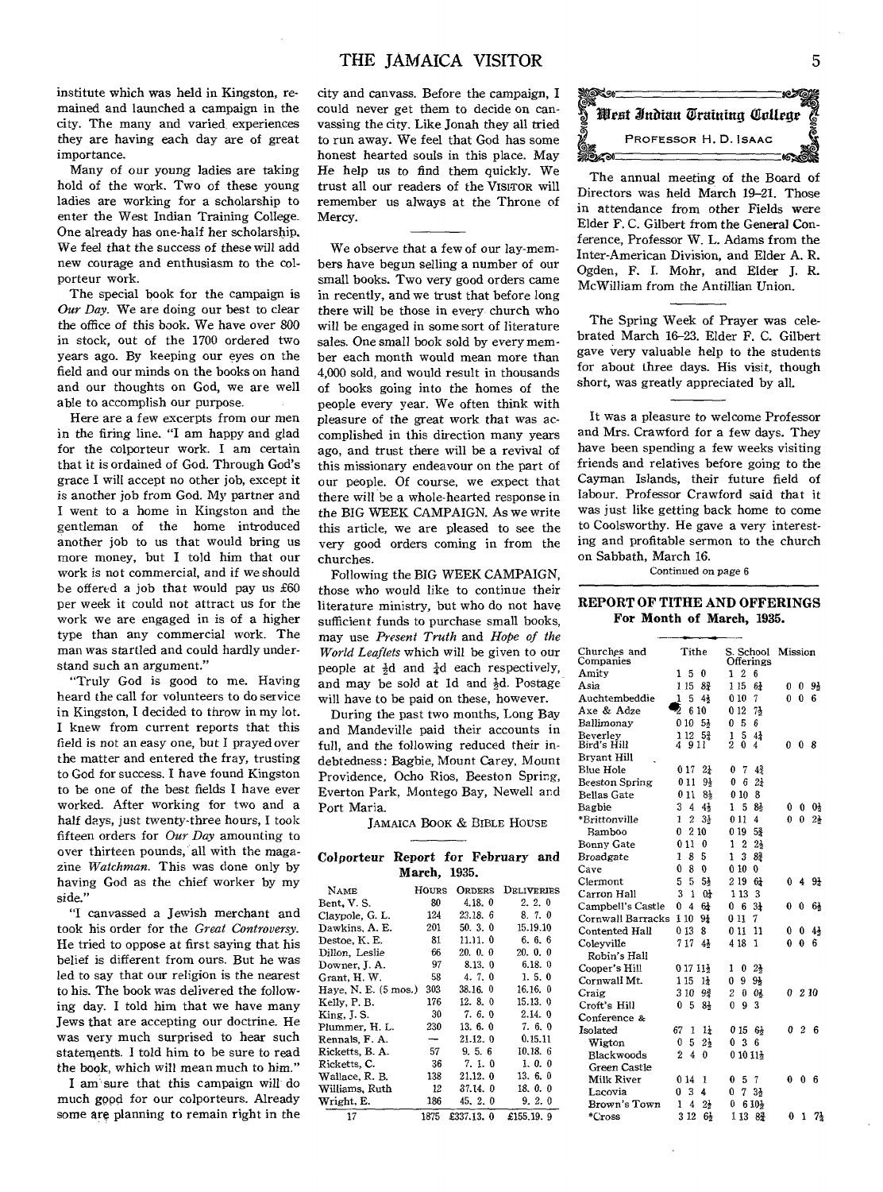institute which was held in Kingston, remained and launched a campaign in the city. The many and varied experiences they are having each day are of great importance.

Many of our young ladies are taking hold of the work. Two of these young ladies are working for a scholarship to enter the West Indian Training College. One already has one-half her scholarship. We feel that the success of these will add new courage and enthusiasm to the colporteur work.

The special book for the campaign is *Our Day*. We are doing our best to clear the office of this book. We have over 800 in stock, out of the 1700 ordered two years ago. By keeping our eyes on the field and our minds on the books on hand and our thoughts on God, we are well able to accomplish our purpose.

Here are a few excerpts from our men in the firing line. "I am happy and glad for the colporteur work. I am certain that it is ordained of God. Through God's grace I will accept no other job, except it is another job from God. My partner and I went to a home in Kingston and the gentleman of the home introduced another job to us that would bring us more money, but I told him that our work is not commercial, and if we should be offered a job that would pay us £60 per week it could not attract us for the work we are engaged in is of a higher type than any commercial work. The man was startled and could hardly understand such an argument."

"Truly God is good to me. Having heard the call for volunteers to do service in Kingston, I decided to throw in my lot. I knew from current reports that this field is not an easy one, but I prayed over the matter and entered the fray, trusting to God for success. I have found Kingston to be one of the best fields I have ever worked. After working for two and a half days, just twenty-three hours, I took fifteen orders for *Our Day* amounting to over thirteen pounds, all with the magazine *Watchman*. This was done only by having God as the chief worker by my side."

"I canvassed a Jewish merchant and took his order for the *Great Controversy*. He tried to oppose at first saying that his belief is different from ours. But he was led to say that our religion is the nearest to his. The book was delivered the following day. I told him that we have many Jews that are accepting our doctrine. He was very much surprised to hear such statements. I told him to be sure to read the book, which will mean much to him."

I am sure that this campaign will do much good for our colporteurs. Already some are planning to remain right in the city and canvass. Before the campaign, I could never get them to decide on canvassing the city. Like Jonah they all tried to run away. We feel that God has some honest hearted souls in this place. May He help us to find them quickly. We trust all our readers of the VISITOR will remember us always at the Throne of Mercy.

We observe that a few of our lay-members have begun selling a number of our small books. Two very good orders came in recently, and we trust that before long there will be those in every church who will be engaged in some sort of literature sales. One small book sold by every member each month would mean more than 4,000 sold, and would result in thousands of books going into the homes of the people every year. We often think with pleasure of the great work that was accomplished in this direction many years ago, and trust there will be a revival of this missionary endeavour on the part of our people. Of course, we expect that there will be a whole-hearted response in the BIG WEEK CAMPAIGN. As we write this article, we are pleased to see the very good orders coming in from the churches.

Following the BIG WEEK CAMPAIGN, those who would like to continue their literature ministry, but who do not have sufficient funds to purchase small books, may use *Present Truth* and *Hope of the World Leaflets* which will be given to our people at ½d and ¼d each respectively, and may be sold at 1d and ½d. Postage will have to be paid on these, however.

During the past two months, Long Bay and Mandeville paid their accounts in full, and the following reduced their indebtedness: Bagbie, Mount Carey, Mount Providence, Ocho Rios, Beeston Spring, Everton Park, Montego Bay, Newell and Port Maria.

JAMAICA BOOK & BIBLE HOUSE

## Colporteur Report for February and March, 1935.

| NAME | HOURS | ORDERS | DELIVERIES |
|---|---|---|---|
| Bent, V. S. | 80 | 4.18. 0 | 2. 2. 0 |
| Claypole, G. L. | 124 | 23.18. 6 | 8. 7. 0 |
| Dawkins, A. E. | 201 | 50. 3. 0 | 15.19.10 |
| Destoe, K. E. | 81 | 11.11. 0 | 6. 6. 6 |
| Dillon, Leslie | 66 | 20. 0. 0 | 20. 0. 0 |
| Downer, J. A. | 97 | 8.13. 0 | 6.18. 0 |
| Grant, H. W. | 58 | 4. 7. 0 | 1. 5. 0 |
| Haye, N. E. (5 mos.) | 303 | 38.16. 0 | 16.16. 0 |
| Kelly, P. B. | 176 | 12. 8. 0 | 15.13. 0 |
| King, J. S. | 30 | 7. 6. 0 | 2.14. 0 |
| Plummer, H. L. | 230 | 13. 6. 0 | 7. 6. 0 |
| Rennals, F. A. | — | 21.12. 0 | 0.15.11 |
| Ricketts, B. A. | 57 | 9. 5. 6 | 10.18. 6 |
| Ricketts, C. | 36 | 7. 1. 0 | 1. 0. 0 |
| Wallace, R. B. | 138 | 21.12. 0 | 13. 6. 0 |
| Williams, Ruth | 12 | 37.14. 0 | 18. 0. 0 |
| Wright, E. | 186 | 45. 2. 0 | 9. 2. 0 |
| 17 | 1875 | £337.13. 0 | £155.19. 9 |

## West Indian Training College
PROFESSOR H. D. ISAAC

The annual meeting of the Board of Directors was held March 19–21. Those in attendance from other Fields were Elder F. C. Gilbert from the General Conference, Professor W. L. Adams from the Inter-American Division, and Elder A. R. Ogden, F. I. Mohr, and Elder J. R. McWilliam from the Antillian Union.

The Spring Week of Prayer was celebrated March 16–23. Elder F. C. Gilbert gave very valuable help to the students for about three days. His visit, though short, was greatly appreciated by all.

It was a pleasure to welcome Professor and Mrs. Crawford for a few days. They have been spending a few weeks visiting friends and relatives before going to the Cayman Islands, their future field of labour. Professor Crawford said that it was just like getting back home to come to Coolsworthy. He gave a very interesting and profitable sermon to the church on Sabbath, March 16.

Continued on page 6

## REPORT OF TITHE AND OFFERINGS For Month of March, 1935.

| Churches and Companies | Tithe | S. School Offerings | Mission |
|---|---|---|---|
| Amity | 1 5 0 | 1 2 6 | |
| Asia | 1 15 8¾ | 1 15 6¼ | 0 0 9½ |
| Auchtembeddie | 1 5 4½ | 0 10 7 | 0 0 6 |
| Axe & Adze | 2 6 10 | 0 12 7½ | |
| Ballimonay | 0 10 5½ | 0 5 6 | |
| Beverley | 1 12 5¾ | 1 5 4½ | |
| Bird's Hill | 4 9 11 | 2 0 4 | 0 0 8 |
| Bryant Hill | | | |
| Blue Hole | 0 17 2½ | 0 7 4¾ | |
| Beeston Spring | 0 11 9½ | 0 6 2¼ | |
| Bellas Gate | 0 11 8½ | 0 10 8 | |
| Bagbie | 3 4 4½ | 1 5 8½ | 0 0 0½ |
| *Brittonville | 1 2 3½ | 0 11 4 | 0 0 2½ |
| Bamboo | 0 2 10 | 0 19 5¾ | |
| Bonny Gate | 0 11 0 | 1 2 2½ | |
| Broadgate | 1 8 5 | 1 3 8¾ | |
| Cave | 0 8 0 | 0 10 0 | |
| Clermont | 5 5 5½ | 2 19 6¾ | 0 4 9½ |
| Carron Hall | 3 1 0½ | 1 13 3 | |
| Campbell's Castle | 0 4 6¼ | 0 6 3¼ | 0 0 6¼ |
| Cornwall Barracks | 1 10 9¼ | 0 11 7 | |
| Contented Hall | 0 13 8 | 0 11 11 | 0 0 4½ |
| Coleyville | 7 17 4½ | 4 18 1 | 0 0 6 |
| Robin's Hall | | | |
| Cooper's Hill | 0 17 11½ | 1 0 2½ | |
| Cornwall Mt. | 1 15 1½ | 0 9 9½ | |
| Craig | 3 10 9¾ | 2 0 0¼ | 0 2 10 |
| Croft's Hill | 0 5 8½ | 0 9 3 | |
| Conference & Isolated | 67 1 1½ | 0 15 6½ | 0 2 6 |
| Wigton | 0 5 2½ | 0 3 6 | |
| Blackwoods | 2 4 0 | 0 10 11½ | |
| Green Castle | | | |
| Milk River | 0 14 1 | 0 5 7 | 0 0 6 |
| Lacovia | 0 3 4 | 0 7 3½ | |
| Brown's Town | 1 4 2½ | 0 6 10½ | |
| *Cross | 3 12 6½ | 1 13 8¾ | 0 1 7½ |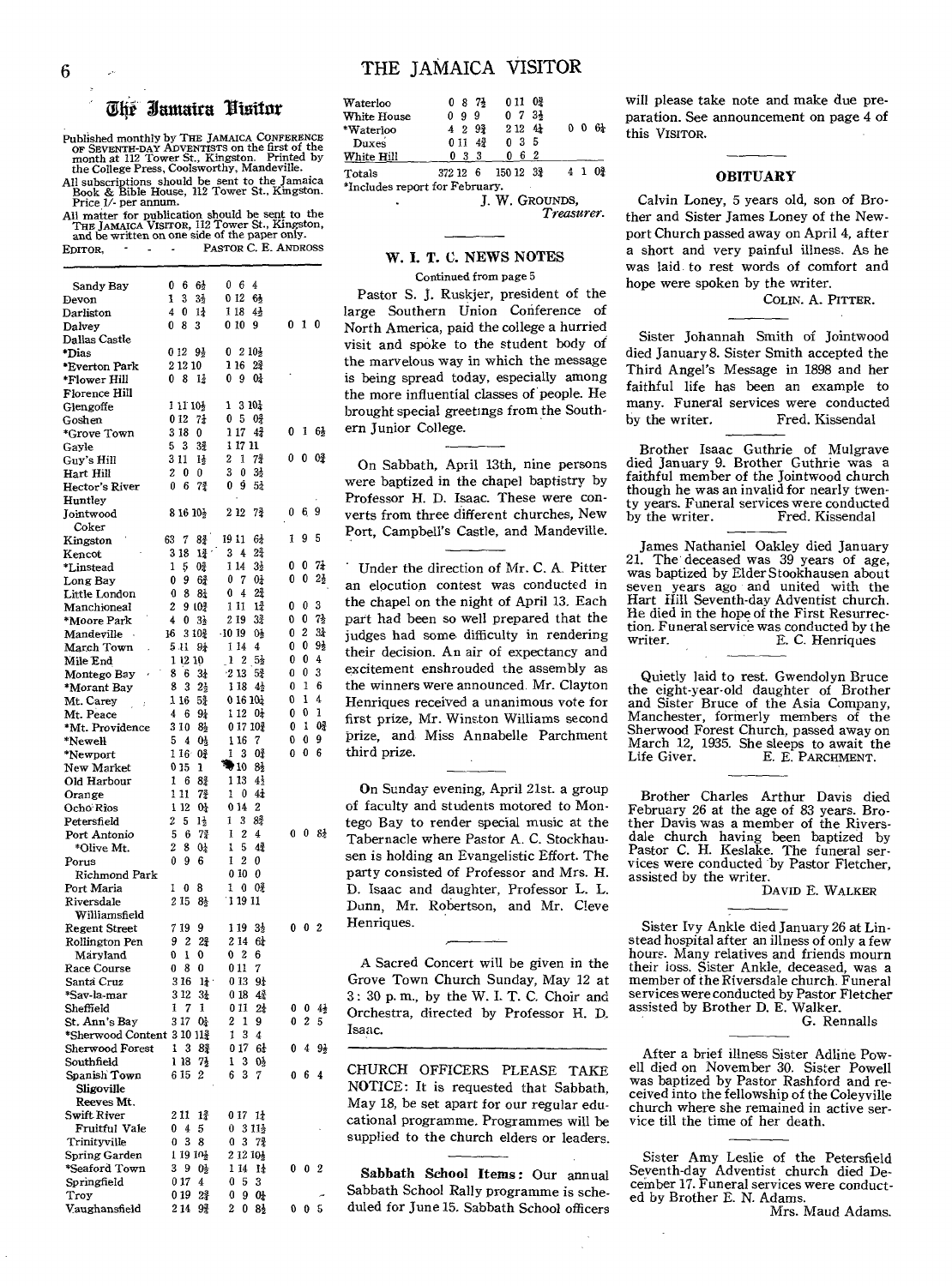# The Jamaica Visitor

Published monthly by THE JAMAICA CONFERENCE OF SEVENTH-DAY ADVENTISTS on the first of the month at 112 Tower St., Kingston. Printed by the College Press, Coolsworthy, Mandeville.

All subscriptions should be sent to the Jamaica Book & Bible House, 112 Tower St., Kingston. Price 1/- per annum.

All matter for publication should be sent to the THE JAMAICA VISITOR, 112 Tower St., Kingston, and be written on one side of the paper only.

EDITOR, PASTOR C. E. ANDROSS

| | | | |
|---|---|---|---|
| Sandy Bay | 0 6 6½ | 0 6 4 | |
| Devon | 1 3 3½ | 0 12 6½ | |
| Darliston | 4 0 1½ | 1 18 4½ | |
| Dalvey | 0 8 3 | 0 10 9 | 0 1 0 |
| Dallas Castle | | | |
| *Dias | 0 12 9½ | 0 2 10½ | |
| *Everton Park | 2 12 10 | 1 16 2¾ | |
| *Flower Hill | 0 8 1½ | 0 9 0¼ | |
| Florence Hill | | | |
| Glengoffe | 1 11 10½ | 1 3 10½ | |
| Goshen | 0 12 7½ | 0 5 0¾ | |
| *Grove Town | 3 18 0 | 1 17 4¾ | 0 1 6½ |
| Gayle | 5 3 3¾ | 1 17 11 | |
| Guy's Hill | 3 11 1½ | 2 1 7¾ | 0 0 0¾ |
| Hart Hill | 2 0 0 | 3 0 3½ | |
| Hector's River | 0 6 7¾ | 0 9 5½ | |
| Huntley | | | |
| Jointwood | 8 16 10½ | 2 12 7¾ | 0 6 9 |
| Coker | | | |
| Kingston | 63 7 8¾ | 19 11 6½ | 1 9 5 |
| Kencot | 3 18 1¾ | 3 4 2¾ | |
| *Linstead | 1 5 0¾ | 1 14 3½ | 0 0 7½ |
| Long Bay | 0 9 6¾ | 0 7 0½ | 0 0 2½ |
| Little London | 0 8 8½ | 0 4 2¾ | |
| Manchioneal | 2 9 10¾ | 1 11 1¾ | 0 0 3 |
| *Moore Park | 4 0 3½ | 2 19 3¾ | 0 0 7½ |
| Mandeville | 16 3 10¾ | 10 19 0½ | 0 2 3¼ |
| March Town | 5 11 8½ | 1 14 4 | 0 0 9½ |
| Mile End | 1 12 10 | 1 2 5½ | 0 0 4 |
| Montego Bay | 8 6 3¼ | 2 13 5¾ | 0 0 3 |
| *Morant Bay | 8 3 2½ | 1 18 4½ | 0 1 6 |
| Mt. Carey | 1 16 5¾ | 0 16 10½ | 0 1 4 |
| Mt. Peace | 4 6 9½ | 1 12 0½ | 0 0 1 |
| *Mt. Providence | 3 10 8½ | 0 17 10¾ | 0 1 0¾ |
| *Newell | 5 4 0½ | 1 16 7 | 0 0 9 |
| *Newport | 1 16 0¾ | 1 3 0¾ | 0 0 6 |
| New Market | 0 15 1 | 10 8½ | |
| Old Harbour | 1 6 8¾ | 1 13 4½ | |
| Orange | 1 11 7¾ | 1 0 4¼ | |
| Ocho Rios | 1 12 0½ | 0 14 2 | |
| Petersfield | 2 5 1½ | 1 3 8¾ | |
| Port Antonio | 5 6 7¾ | 1 2 4 | 0 0 8½ |
| *Olive Mt. | 2 8 0½ | 1 5 4¾ | |
| Porus | 0 9 6 | 1 2 0 | |
| Richmond Park | | 0 10 0 | |
| Port Maria | 1 0 8 | 1 0 0¾ | |
| Riversdale | 2 15 8½ | 1 19 11 | |
| Williamsfield | | | |
| Regent Street | 7 19 9 | 1 19 3½ | 0 0 2 |
| Rollington Pen | 9 2 2¾ | 2 14 6½ | |
| Maryland | 0 1 0 | 0 2 6 | |
| Race Course | 0 8 0 | 0 11 7 | |
| Santa Cruz | 3 16 1½ | 0 13 9½ | |
| *Sav-la-mar | 3 12 3½ | 0 18 4¾ | |
| Sheffield | 1 7 1 | 0 11 2½ | 0 0 4½ |
| St. Ann's Bay | 3 17 0½ | 2 1 9 | 0 2 5 |
| *Sherwood Content | 3 10 11¾ | 1 3 4 | |
| Sherwood Forest | 1 3 8¾ | 0 17 6½ | 0 4 9½ |
| Southfield | 1 18 7½ | 1 3 0½ | |
| Spanish Town | 6 15 2 | 6 3 7 | 0 6 4 |
| Sligoville | | | |
| Reeves Mt. | | | |
| Swift River | 2 11 1¾ | 0 17 1½ | |
| Fruitful Vale | 0 4 5 | 0 3 11½ | |
| Trinityville | 0 3 8 | 0 3 7¾ | |
| Spring Garden | 1 19 10½ | 2 12 10½ | |
| *Seaford Town | 3 9 0½ | 1 14 1½ | 0 0 2 |
| Springfield | 0 17 4 | 0 5 3 | |
| Troy | 0 19 2¾ | 0 9 0½ | |
| Vaughansfield | 2 14 9¾ | 2 0 8½ | 0 0 5 |
| Waterloo | 0 8 7½ | 0 11 0¾ | |
| White House | 0 9 9 | 0 7 3½ | |
| *Waterloo | 4 2 9¾ | 2 12 4½ | 0 0 6½ |
| Duxes | 0 11 4¾ | 0 3 5 | |
| White Hill | 0 3 3 | 0 6 2 | |
| Totals | 372 12 6 | 150 12 3¾ | 4 1 0¾ |

*Includes report for February.

J. W. GROUNDS,
*Treasurer.*

## W. I. T. C. NEWS NOTES

Continued from page 5

Pastor S. J. Ruskjer, president of the large Southern Union Conference of North America, paid the college a hurried visit and spoke to the student body of the marvelous way in which the message is being spread today, especially among the more influential classes of people. He brought special greetings from the Southern Junior College.

On Sabbath, April 13th, nine persons were baptized in the chapel baptistry by Professor H. D. Isaac. These were converts from three different churches, New Port, Campbell's Castle, and Mandeville.

Under the direction of Mr. C. A. Pitter an elocution contest was conducted in the chapel on the night of April 13. Each part had been so well prepared that the judges had some difficulty in rendering their decision. An air of expectancy and excitement enshrouded the assembly as the winners were announced. Mr. Clayton Henriques received a unanimous vote for first prize, Mr. Winston Williams second prize, and Miss Annabelle Parchment third prize.

On Sunday evening, April 21st. a group of faculty and students motored to Montego Bay to render special music at the Tabernacle where Pastor A. C. Stockhausen is holding an Evangelistic Effort. The party consisted of Professor and Mrs. H. D. Isaac and daughter, Professor L. L. Dunn, Mr. Robertson, and Mr. Cleve Henriques.

A Sacred Concert will be given in the Grove Town Church Sunday, May 12 at 3: 30 p. m., by the W. I. T. C. Choir and Orchestra, directed by Professor H. D. Isaac.

CHURCH OFFICERS PLEASE TAKE NOTICE: It is requested that Sabbath, May 18, be set apart for our regular educational programme. Programmes will be supplied to the church elders or leaders.

**Sabbath School Items:** Our annual Sabbath School Rally programme is scheduled for June 15. Sabbath School officers will please take note and make due preparation. See announcement on page 4 of this VISITOR.

## OBITUARY

Calvin Loney, 5 years old, son of Brother and Sister James Loney of the Newport Church passed away on April 4, after a short and very painful illness. As he was laid to rest words of comfort and hope were spoken by the writer.

COLIN. A. PITTER.

Sister Johannah Smith of Jointwood died January 8. Sister Smith accepted the Third Angel's Message in 1898 and her faithful life has been an example to many. Funeral services were conducted by the writer. Fred. Kissendal

Brother Isaac Guthrie of Mulgrave died January 9. Brother Guthrie was a faithful member of the Jointwood church though he was an invalid for nearly twenty years. Funeral services were conducted by the writer. Fred. Kissendal

James Nathaniel Oakley died January 21. The deceased was 39 years of age, was baptized by Elder Stockhausen about seven years ago and united with the Hart Hill Seventh-day Adventist church. He died in the hope of the First Resurrection. Funeral service was conducted by the writer. E. C. Henriques

Quietly laid to rest. Gwendolyn Bruce the eight-year-old daughter of Brother and Sister Bruce of the Asia Company, Manchester, formerly members of the Sherwood Forest Church, passed away on March 12, 1935. She sleeps to await the Life Giver. E. E. PARCHMENT.

Brother Charles Arthur Davis died February 26 at the age of 83 years. Brother Davis was a member of the Riversdale church having been baptized by Pastor C. H. Keslake. The funeral services were conducted by Pastor Fletcher, assisted by the writer.

DAVID E. WALKER

Sister Ivy Ankle died January 26 at Linstead hospital after an illness of only a few hours. Many relatives and friends mourn their loss. Sister Ankle, deceased, was a member of the Riversdale church. Funeral services were conducted by Pastor Fletcher assisted by Brother D. E. Walker.

G. Rennalls

After a brief illness Sister Adline Powell died on November 30. Sister Powell was baptized by Pastor Rashford and received into the fellowship of the Coleyville church where she remained in active service till the time of her death.

Sister Amy Leslie of the Petersfield Seventh-day Adventist church died December 17. Funeral services were conducted by Brother E. N. Adams.

Mrs. Maud Adams.